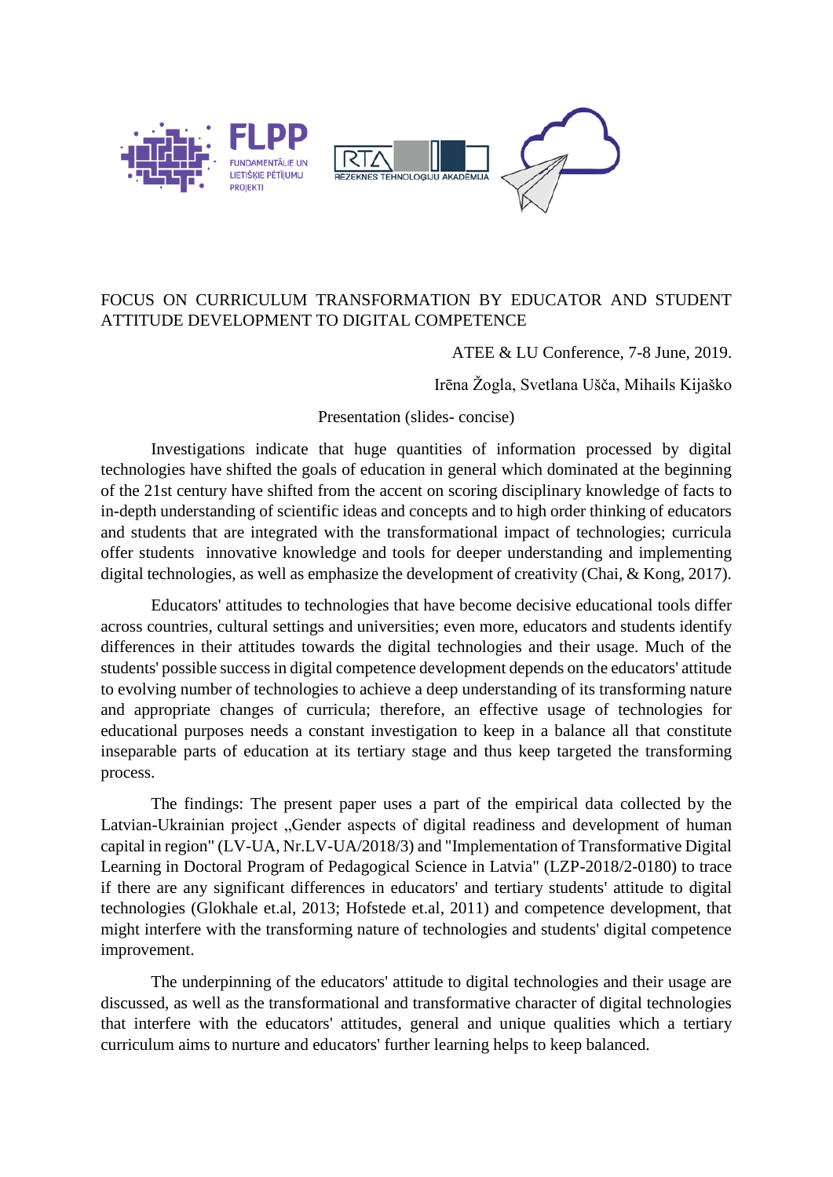FLPP FUNDAMENTĀLIE UN LIETIŠĶIE PĒTĪJUMU PROJEKTI

RTA RĒZEKNES TEHNOLOĢIJU AKADĒMIJA

# FOCUS ON CURRICULUM TRANSFORMATION BY EDUCATOR AND STUDENT ATTITUDE DEVELOPMENT TO DIGITAL COMPETENCE

ATEE & LU Conference, 7-8 June, 2019.

Irēna Žogla, Svetlana Ušča, Mihails Kijaško

Presentation (slides- concise)

Investigations indicate that huge quantities of information processed by digital technologies have shifted the goals of education in general which dominated at the beginning of the 21st century have shifted from the accent on scoring disciplinary knowledge of facts to in-depth understanding of scientific ideas and concepts and to high order thinking of educators and students that are integrated with the transformational impact of technologies; curricula offer students innovative knowledge and tools for deeper understanding and implementing digital technologies, as well as emphasize the development of creativity (Chai, & Kong, 2017).

Educators' attitudes to technologies that have become decisive educational tools differ across countries, cultural settings and universities; even more, educators and students identify differences in their attitudes towards the digital technologies and their usage. Much of the students' possible success in digital competence development depends on the educators' attitude to evolving number of technologies to achieve a deep understanding of its transforming nature and appropriate changes of curricula; therefore, an effective usage of technologies for educational purposes needs a constant investigation to keep in a balance all that constitute inseparable parts of education at its tertiary stage and thus keep targeted the transforming process.

The findings: The present paper uses a part of the empirical data collected by the Latvian-Ukrainian project „Gender aspects of digital readiness and development of human capital in region" (LV-UA, Nr.LV-UA/2018/3) and "Implementation of Transformative Digital Learning in Doctoral Program of Pedagogical Science in Latvia" (LZP-2018/2-0180) to trace if there are any significant differences in educators' and tertiary students' attitude to digital technologies (Glokhale et.al, 2013; Hofstede et.al, 2011) and competence development, that might interfere with the transforming nature of technologies and students' digital competence improvement.

The underpinning of the educators' attitude to digital technologies and their usage are discussed, as well as the transformational and transformative character of digital technologies that interfere with the educators' attitudes, general and unique qualities which a tertiary curriculum aims to nurture and educators' further learning helps to keep balanced.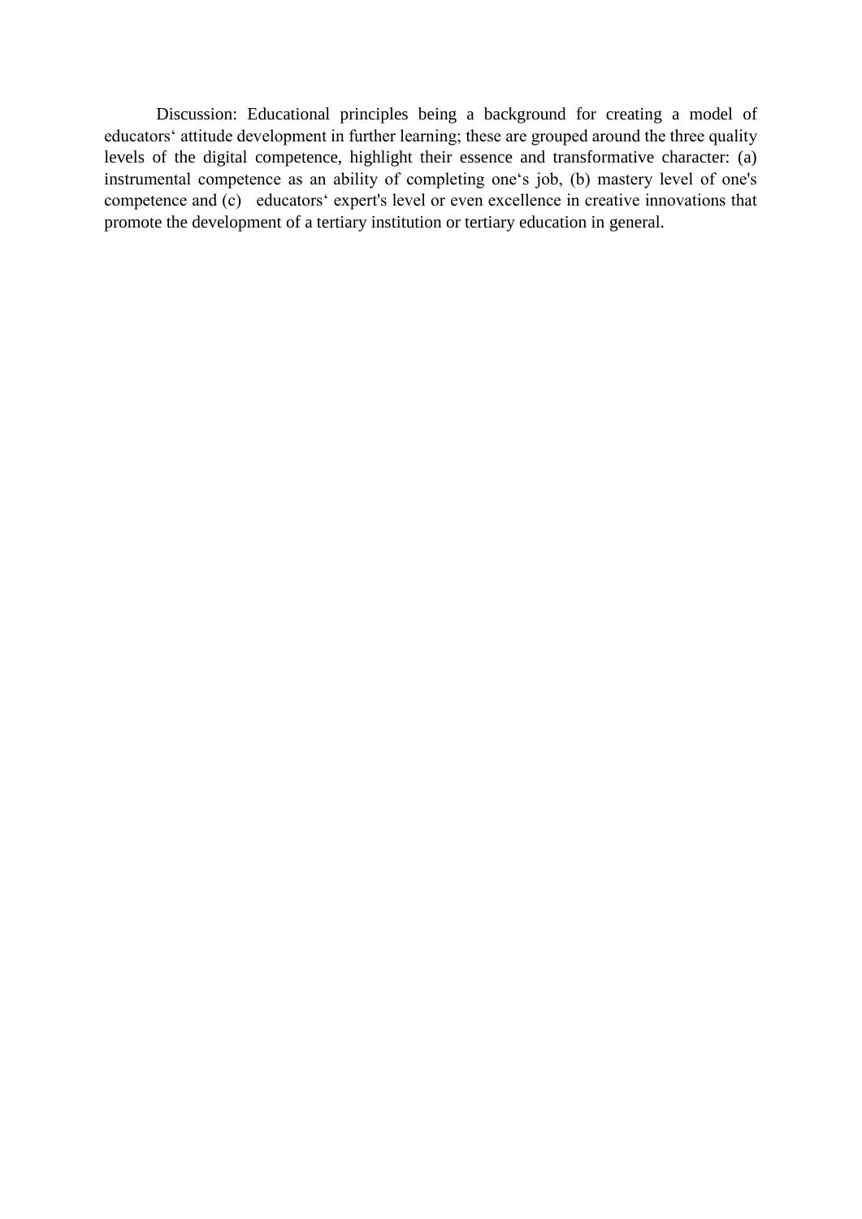Discussion: Educational principles being a background for creating a model of educators' attitude development in further learning; these are grouped around the three quality levels of the digital competence, highlight their essence and transformative character: (a) instrumental competence as an ability of completing one's job, (b) mastery level of one's competence and (c) educators' expert's level or even excellence in creative innovations that promote the development of a tertiary institution or tertiary education in general.